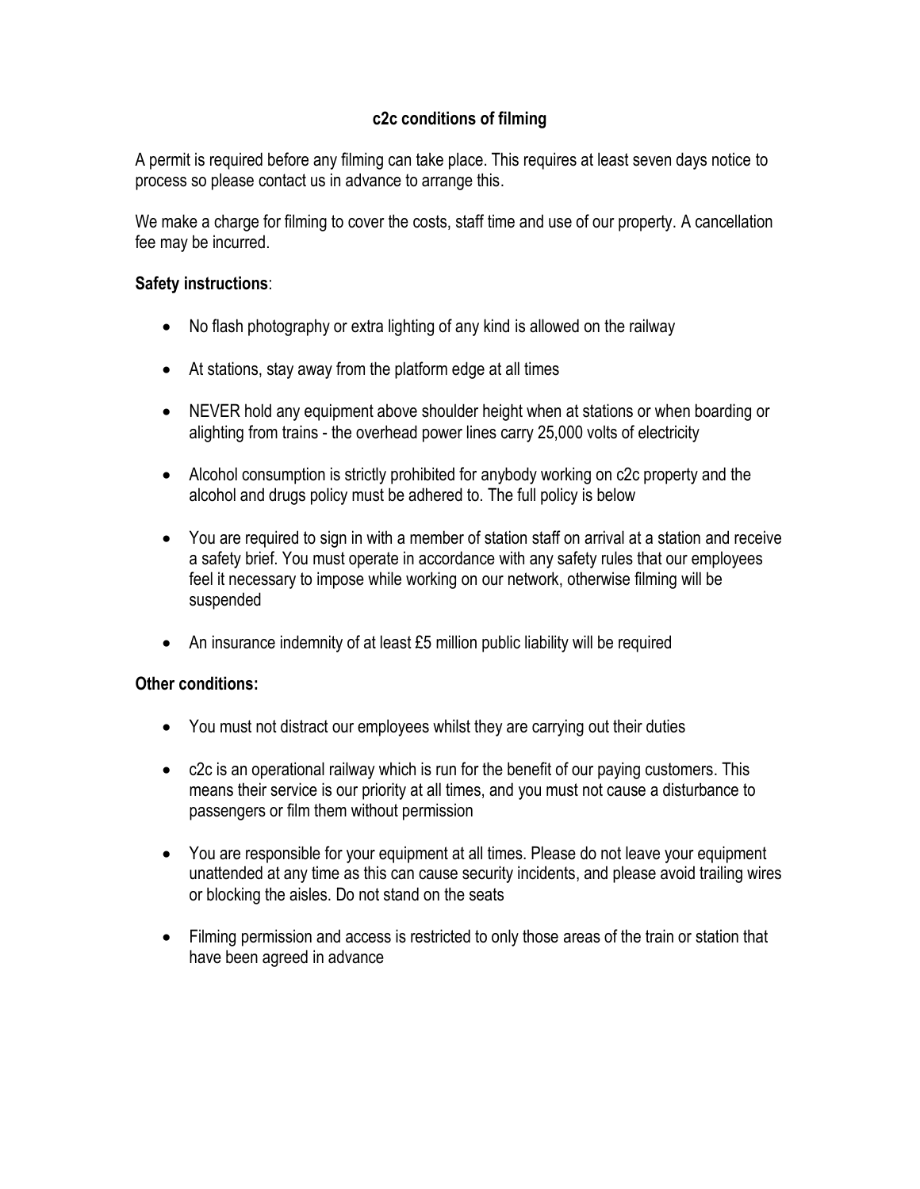# c2c conditions of filming

A permit is required before any filming can take place. This requires at least seven days notice to process so please contact us in advance to arrange this.

We make a charge for filming to cover the costs, staff time and use of our property. A cancellation fee may be incurred.

**Safety instructions**:

- No flash photography or extra lighting of any kind is allowed on the railway
- At stations, stay away from the platform edge at all times
- NEVER hold any equipment above shoulder height when at stations or when boarding or alighting from trains - the overhead power lines carry 25,000 volts of electricity
- Alcohol consumption is strictly prohibited for anybody working on c2c property and the alcohol and drugs policy must be adhered to. The full policy is below
- You are required to sign in with a member of station staff on arrival at a station and receive a safety brief. You must operate in accordance with any safety rules that our employees feel it necessary to impose while working on our network, otherwise filming will be suspended
- An insurance indemnity of at least £5 million public liability will be required

**Other conditions:**

- You must not distract our employees whilst they are carrying out their duties
- c2c is an operational railway which is run for the benefit of our paying customers. This means their service is our priority at all times, and you must not cause a disturbance to passengers or film them without permission
- You are responsible for your equipment at all times. Please do not leave your equipment unattended at any time as this can cause security incidents, and please avoid trailing wires or blocking the aisles. Do not stand on the seats
- Filming permission and access is restricted to only those areas of the train or station that have been agreed in advance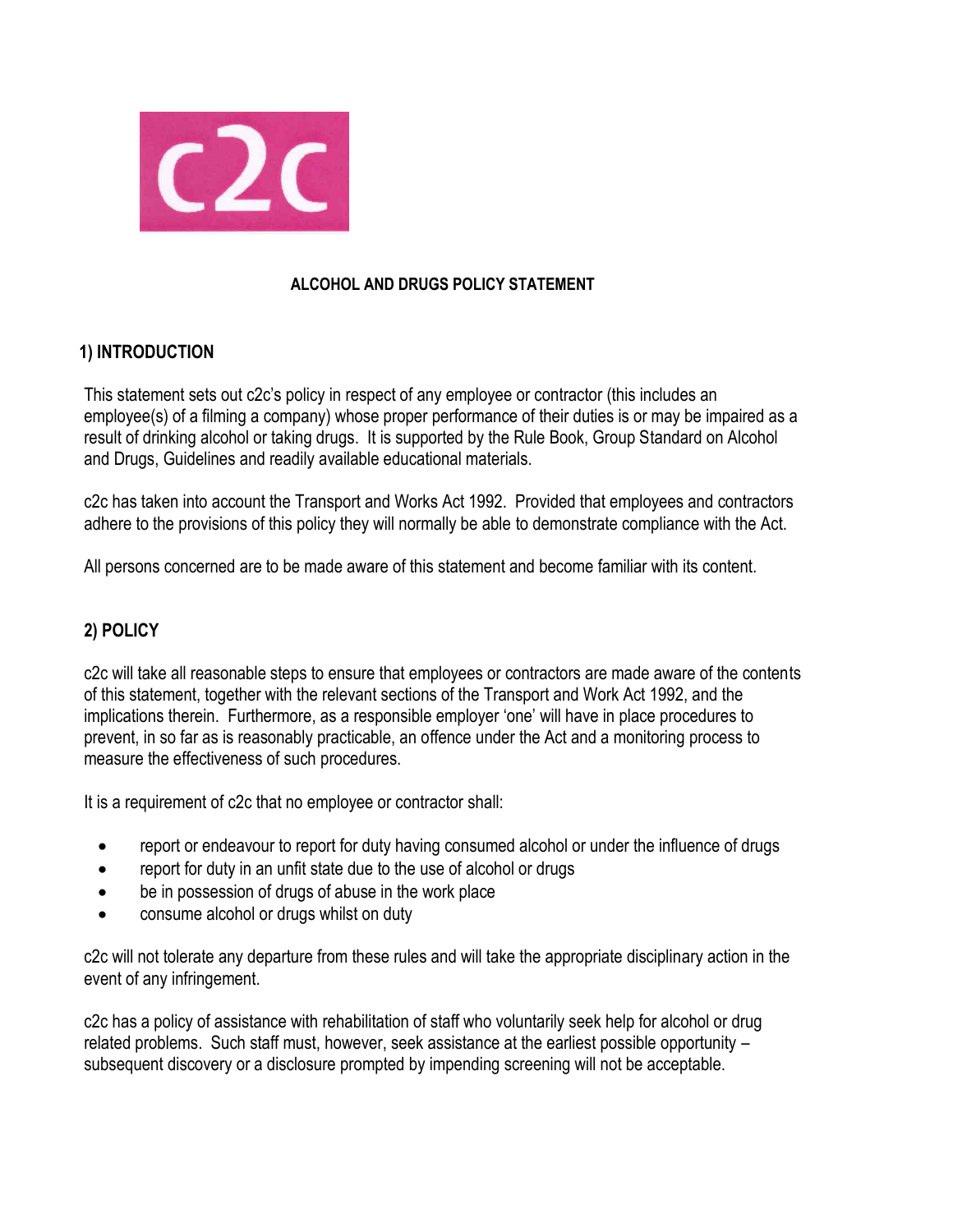c2c

**ALCOHOL AND DRUGS POLICY STATEMENT**

## 1) INTRODUCTION

This statement sets out c2c's policy in respect of any employee or contractor (this includes an employee(s) of a filming a company) whose proper performance of their duties is or may be impaired as a result of drinking alcohol or taking drugs. It is supported by the Rule Book, Group Standard on Alcohol and Drugs, Guidelines and readily available educational materials.

c2c has taken into account the Transport and Works Act 1992. Provided that employees and contractors adhere to the provisions of this policy they will normally be able to demonstrate compliance with the Act.

All persons concerned are to be made aware of this statement and become familiar with its content.

## 2) POLICY

c2c will take all reasonable steps to ensure that employees or contractors are made aware of the contents of this statement, together with the relevant sections of the Transport and Work Act 1992, and the implications therein. Furthermore, as a responsible employer 'one' will have in place procedures to prevent, in so far as is reasonably practicable, an offence under the Act and a monitoring process to measure the effectiveness of such procedures.

It is a requirement of c2c that no employee or contractor shall:

- report or endeavour to report for duty having consumed alcohol or under the influence of drugs
- report for duty in an unfit state due to the use of alcohol or drugs
- be in possession of drugs of abuse in the work place
- consume alcohol or drugs whilst on duty

c2c will not tolerate any departure from these rules and will take the appropriate disciplinary action in the event of any infringement.

c2c has a policy of assistance with rehabilitation of staff who voluntarily seek help for alcohol or drug related problems. Such staff must, however, seek assistance at the earliest possible opportunity – subsequent discovery or a disclosure prompted by impending screening will not be acceptable.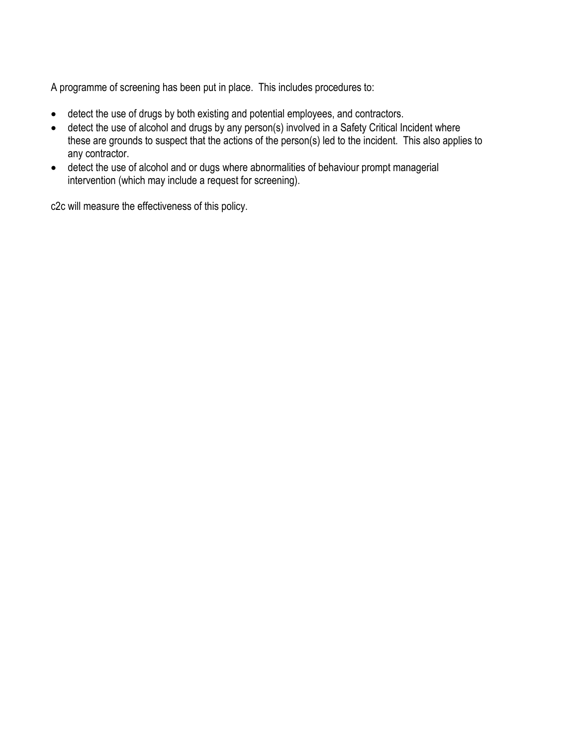A programme of screening has been put in place. This includes procedures to:

- detect the use of drugs by both existing and potential employees, and contractors.
- detect the use of alcohol and drugs by any person(s) involved in a Safety Critical Incident where these are grounds to suspect that the actions of the person(s) led to the incident. This also applies to any contractor.
- detect the use of alcohol and or dugs where abnormalities of behaviour prompt managerial intervention (which may include a request for screening).

c2c will measure the effectiveness of this policy.